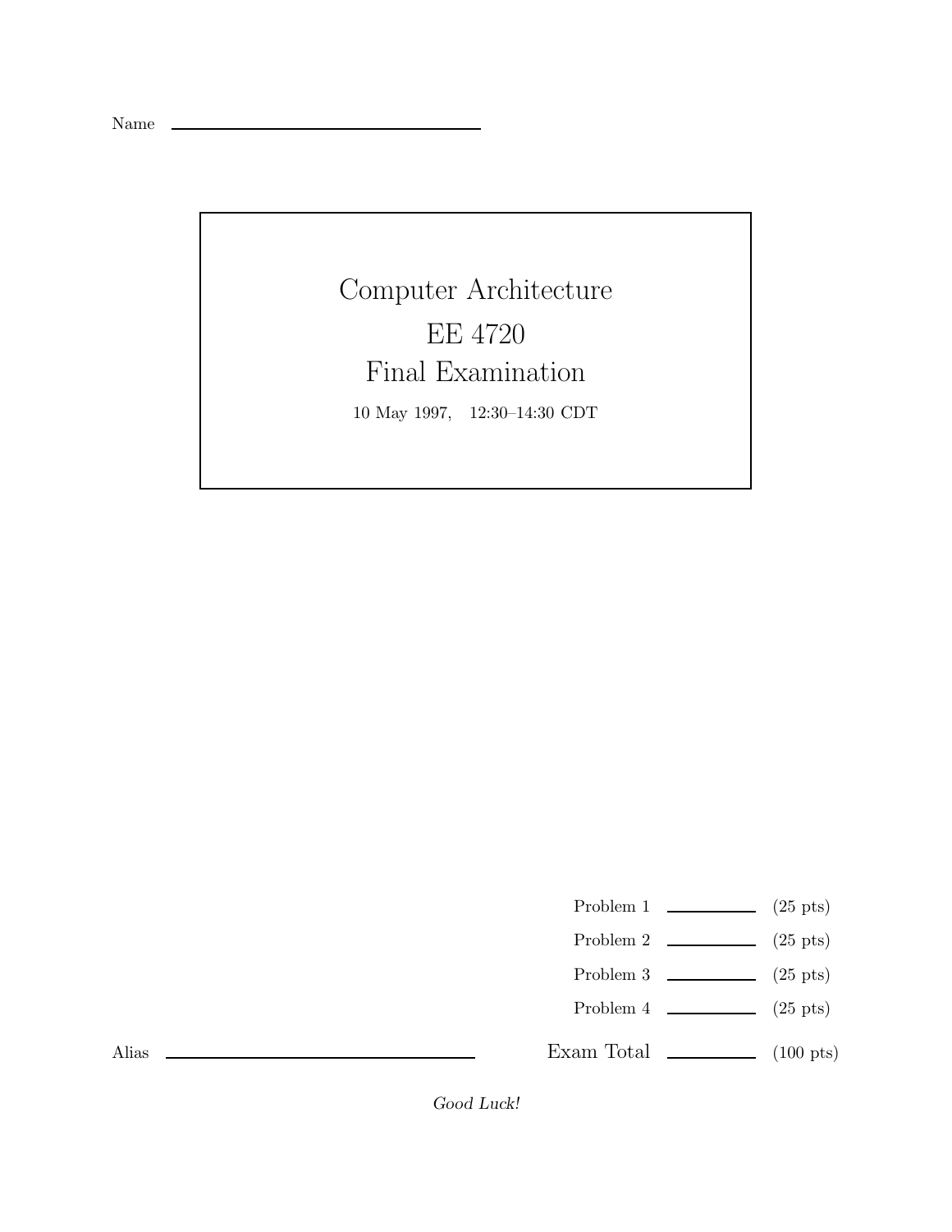Name \_\_\_\_\_\_\_\_\_\_\_\_\_\_\_\_\_\_\_\_\_\_\_\_\_\_\_\_\_\_

# Computer Architecture

# EE 4720

# Final Examination

10 May 1997, 12:30–14:30 CDT

| | | |
|---|---|---|
| Problem 1 | \_\_\_\_\_\_\_\_ | (25 pts) |
| Problem 2 | \_\_\_\_\_\_\_\_ | (25 pts) |
| Problem 3 | \_\_\_\_\_\_\_\_ | (25 pts) |
| Problem 4 | \_\_\_\_\_\_\_\_ | (25 pts) |
| Exam Total | \_\_\_\_\_\_\_\_ | (100 pts) |

Alias \_\_\_\_\_\_\_\_\_\_\_\_\_\_\_\_\_\_\_\_\_\_\_\_\_\_\_\_\_\_

*Good Luck!*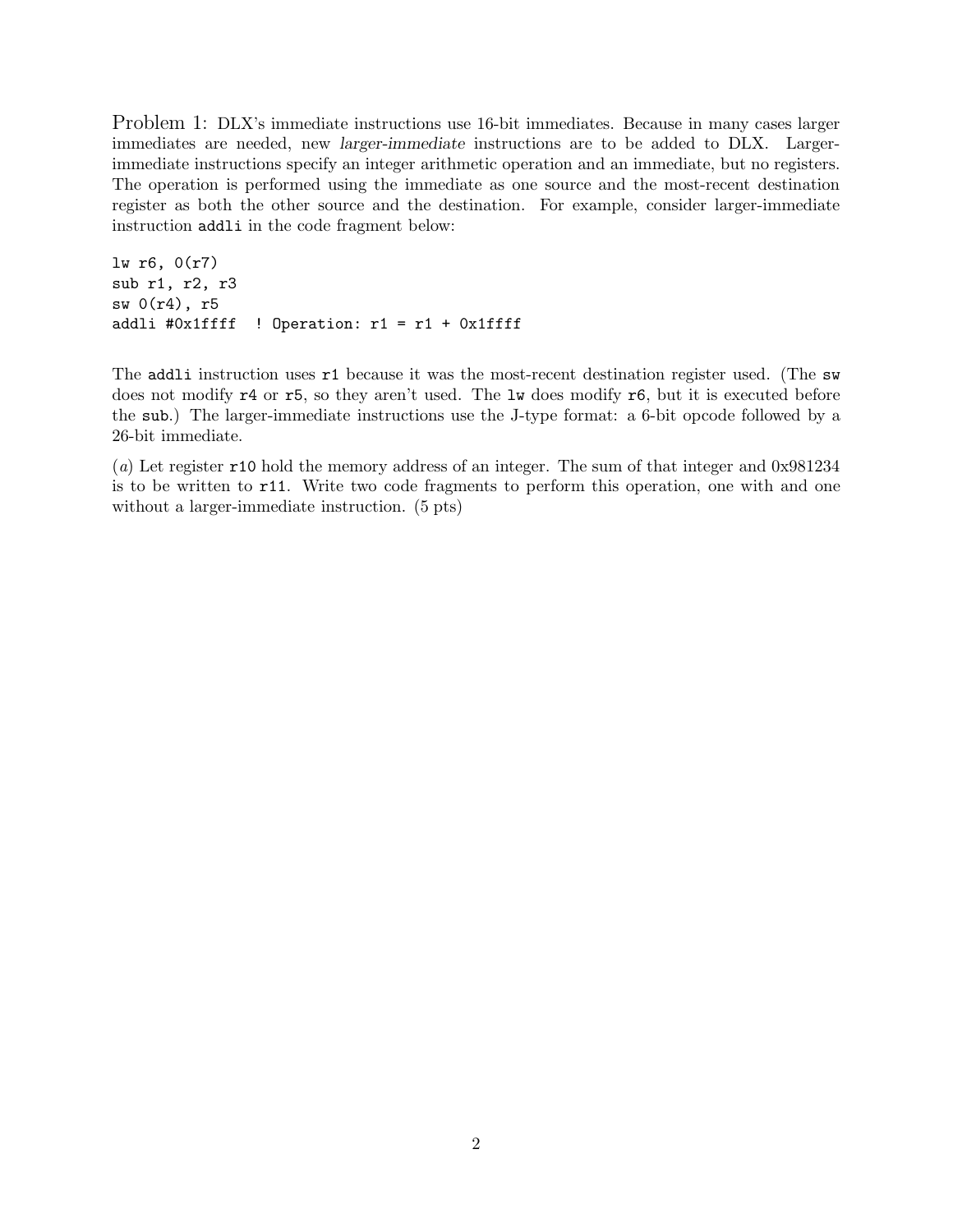Problem 1: DLX's immediate instructions use 16-bit immediates. Because in many cases larger immediates are needed, new *larger-immediate* instructions are to be added to DLX. Larger-immediate instructions specify an integer arithmetic operation and an immediate, but no registers. The operation is performed using the immediate as one source and the most-recent destination register as both the other source and the destination. For example, consider larger-immediate instruction `addli` in the code fragment below:

```
lw r6, 0(r7)
sub r1, r2, r3
sw 0(r4), r5
addli #0x1ffff  ! Operation: r1 = r1 + 0x1ffff
```

The `addli` instruction uses `r1` because it was the most-recent destination register used. (The `sw` does not modify `r4` or `r5`, so they aren't used. The `lw` does modify `r6`, but it is executed before the `sub`.) The larger-immediate instructions use the J-type format: a 6-bit opcode followed by a 26-bit immediate.

(*a*) Let register `r10` hold the memory address of an integer. The sum of that integer and 0x981234 is to be written to `r11`. Write two code fragments to perform this operation, one with and one without a larger-immediate instruction. (5 pts)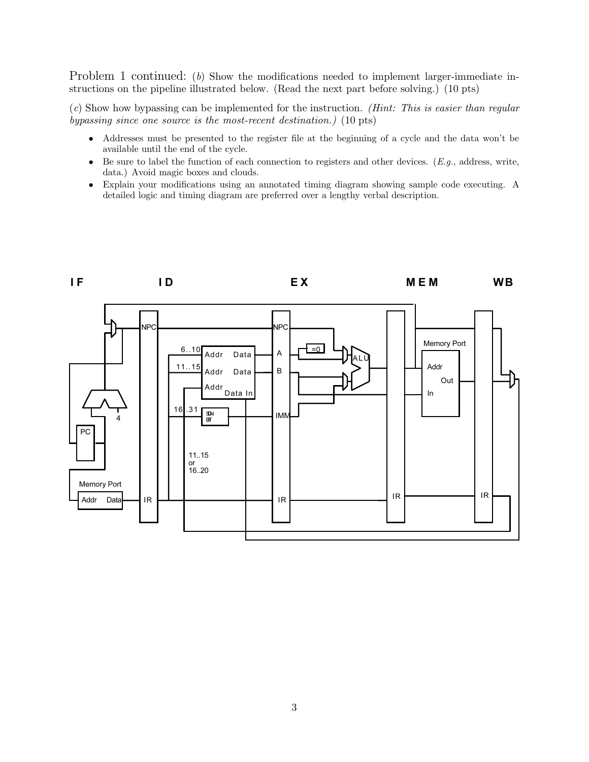Problem 1 continued: (*b*) Show the modifications needed to implement larger-immediate instructions on the pipeline illustrated below. (Read the next part before solving.) (10 pts)

(*c*) Show how bypassing can be implemented for the instruction. *(Hint: This is easier than regular bypassing since one source is the most-recent destination.)* (10 pts)

- Addresses must be presented to the register file at the beginning of a cycle and the data won't be available until the end of the cycle.
- Be sure to label the function of each connection to registers and other devices. (*E.g.*, address, write, data.) Avoid magic boxes and clouds.
- Explain your modifications using an annotated timing diagram showing sample code executing. A detailed logic and timing diagram are preferred over a lengthy verbal description.

**IF** **ID** **EX** **MEM** **WB**

NPC NPC

6..10 Addr Data A =0

11..15 Addr Data B ALU

Addr Data In

16..31 SIGN EXT IMM

Memory Port Addr Out In

PC 4

11..15 or 16..20

Memory Port Addr Data IR IR IR IR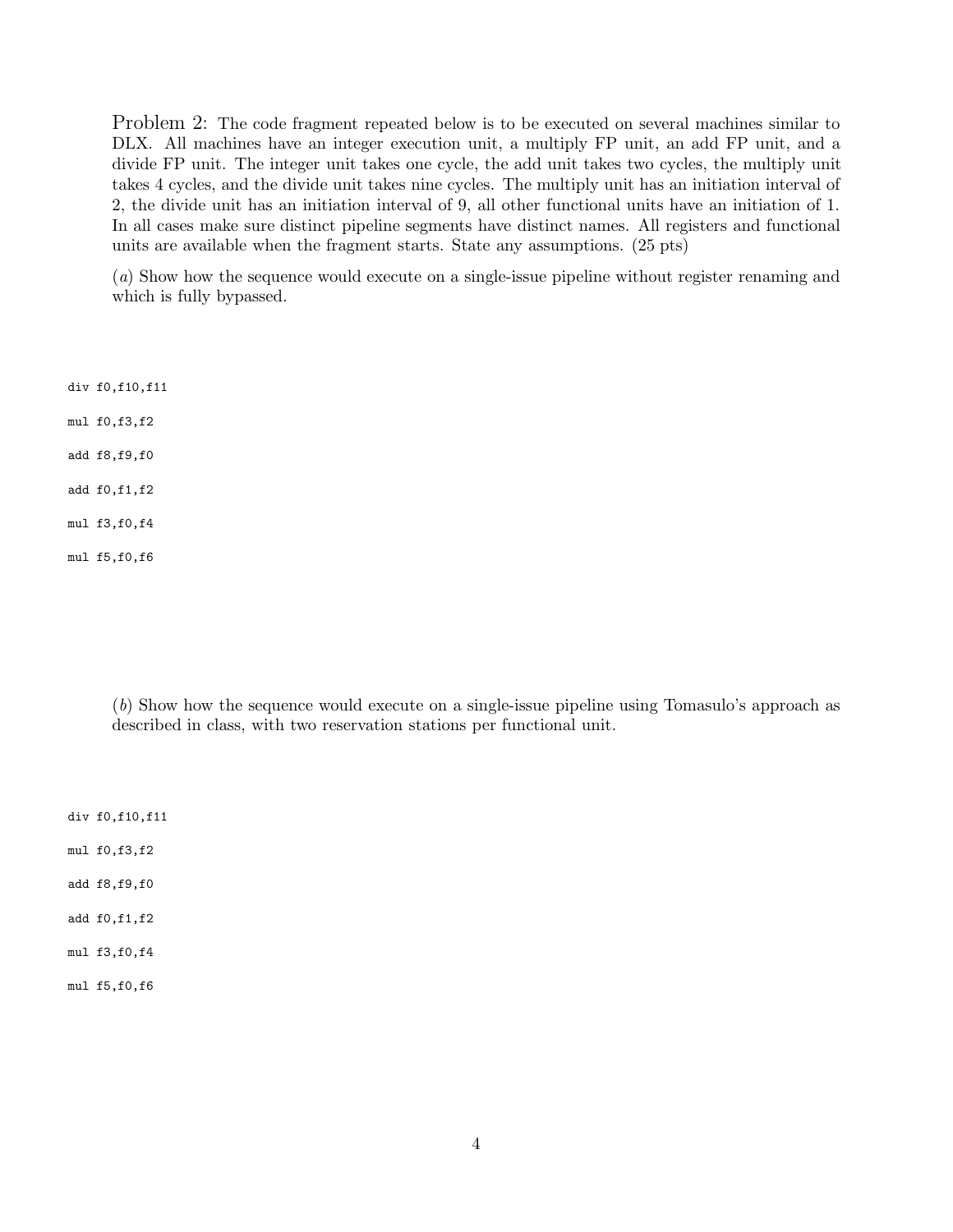Problem 2: The code fragment repeated below is to be executed on several machines similar to DLX. All machines have an integer execution unit, a multiply FP unit, an add FP unit, and a divide FP unit. The integer unit takes one cycle, the add unit takes two cycles, the multiply unit takes 4 cycles, and the divide unit takes nine cycles. The multiply unit has an initiation interval of 2, the divide unit has an initiation interval of 9, all other functional units have an initiation of 1. In all cases make sure distinct pipeline segments have distinct names. All registers and functional units are available when the fragment starts. State any assumptions. (25 pts)

(*a*) Show how the sequence would execute on a single-issue pipeline without register renaming and which is fully bypassed.

```
div f0,f10,f11

mul f0,f3,f2

add f8,f9,f0

add f0,f1,f2

mul f3,f0,f4

mul f5,f0,f6
```

(*b*) Show how the sequence would execute on a single-issue pipeline using Tomasulo's approach as described in class, with two reservation stations per functional unit.

```
div f0,f10,f11

mul f0,f3,f2

add f8,f9,f0

add f0,f1,f2

mul f3,f0,f4

mul f5,f0,f6
```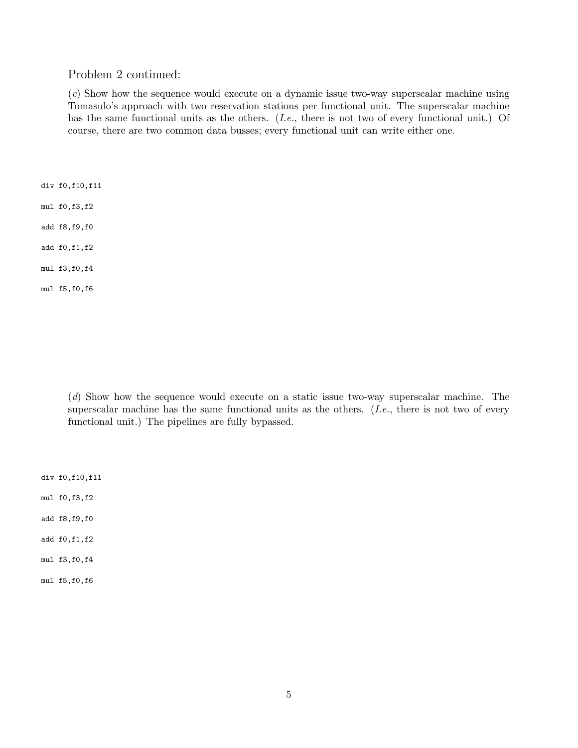Problem 2 continued:

(*c*) Show how the sequence would execute on a dynamic issue two-way superscalar machine using Tomasulo's approach with two reservation stations per functional unit. The superscalar machine has the same functional units as the others. (*I.e.*, there is not two of every functional unit.) Of course, there are two common data busses; every functional unit can write either one.

```
div f0,f10,f11

mul f0,f3,f2

add f8,f9,f0

add f0,f1,f2

mul f3,f0,f4

mul f5,f0,f6
```

(*d*) Show how the sequence would execute on a static issue two-way superscalar machine. The superscalar machine has the same functional units as the others. (*I.e.*, there is not two of every functional unit.) The pipelines are fully bypassed.

```
div f0,f10,f11

mul f0,f3,f2

add f8,f9,f0

add f0,f1,f2

mul f3,f0,f4

mul f5,f0,f6
```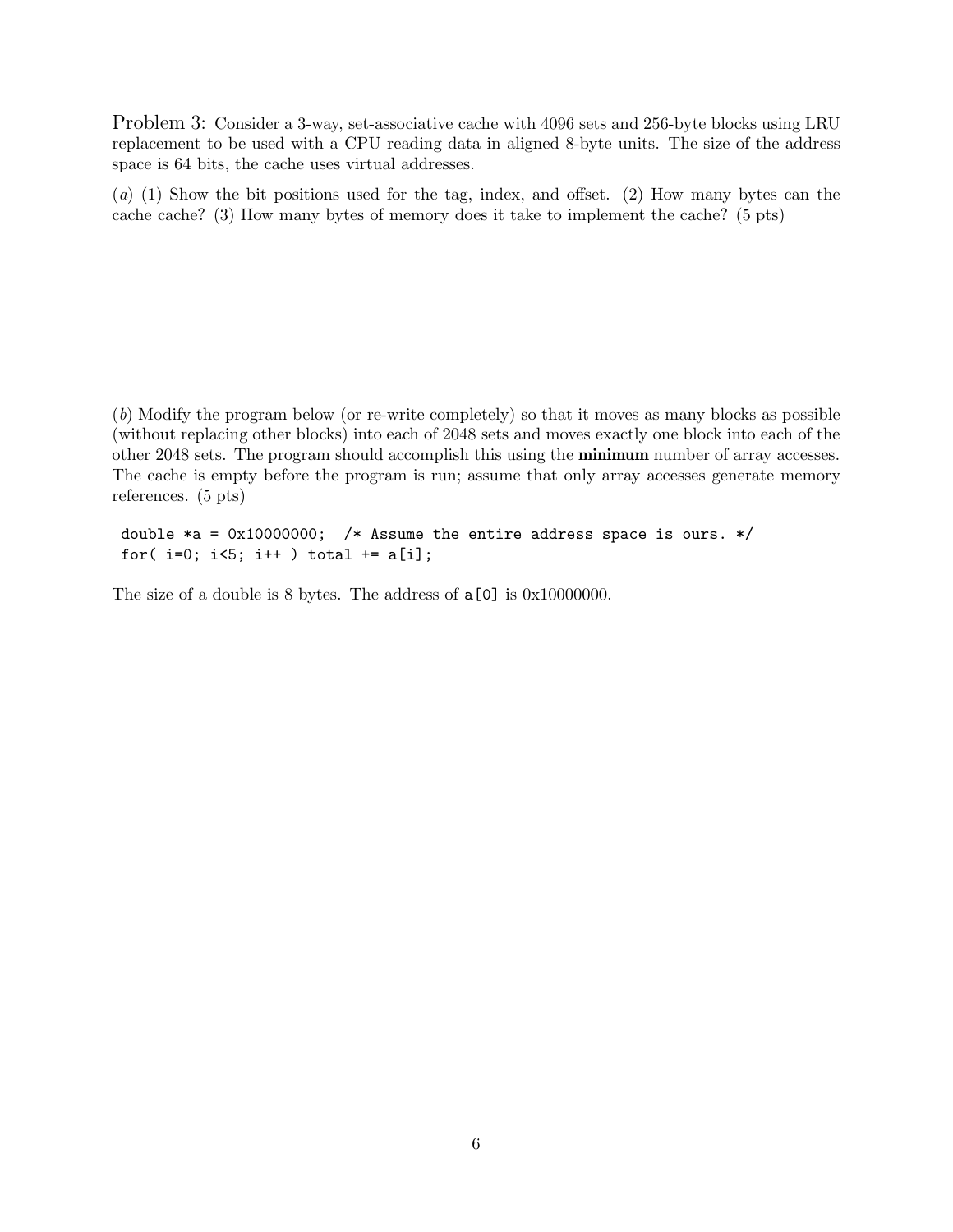Problem 3: Consider a 3-way, set-associative cache with 4096 sets and 256-byte blocks using LRU replacement to be used with a CPU reading data in aligned 8-byte units. The size of the address space is 64 bits, the cache uses virtual addresses.

(*a*) (1) Show the bit positions used for the tag, index, and offset. (2) How many bytes can the cache cache? (3) How many bytes of memory does it take to implement the cache? (5 pts)

(*b*) Modify the program below (or re-write completely) so that it moves as many blocks as possible (without replacing other blocks) into each of 2048 sets and moves exactly one block into each of the other 2048 sets. The program should accomplish this using the **minimum** number of array accesses. The cache is empty before the program is run; assume that only array accesses generate memory references. (5 pts)

```
double *a = 0x10000000;  /* Assume the entire address space is ours. */
for( i=0; i<5; i++ ) total += a[i];
```

The size of a double is 8 bytes. The address of `a[0]` is 0x10000000.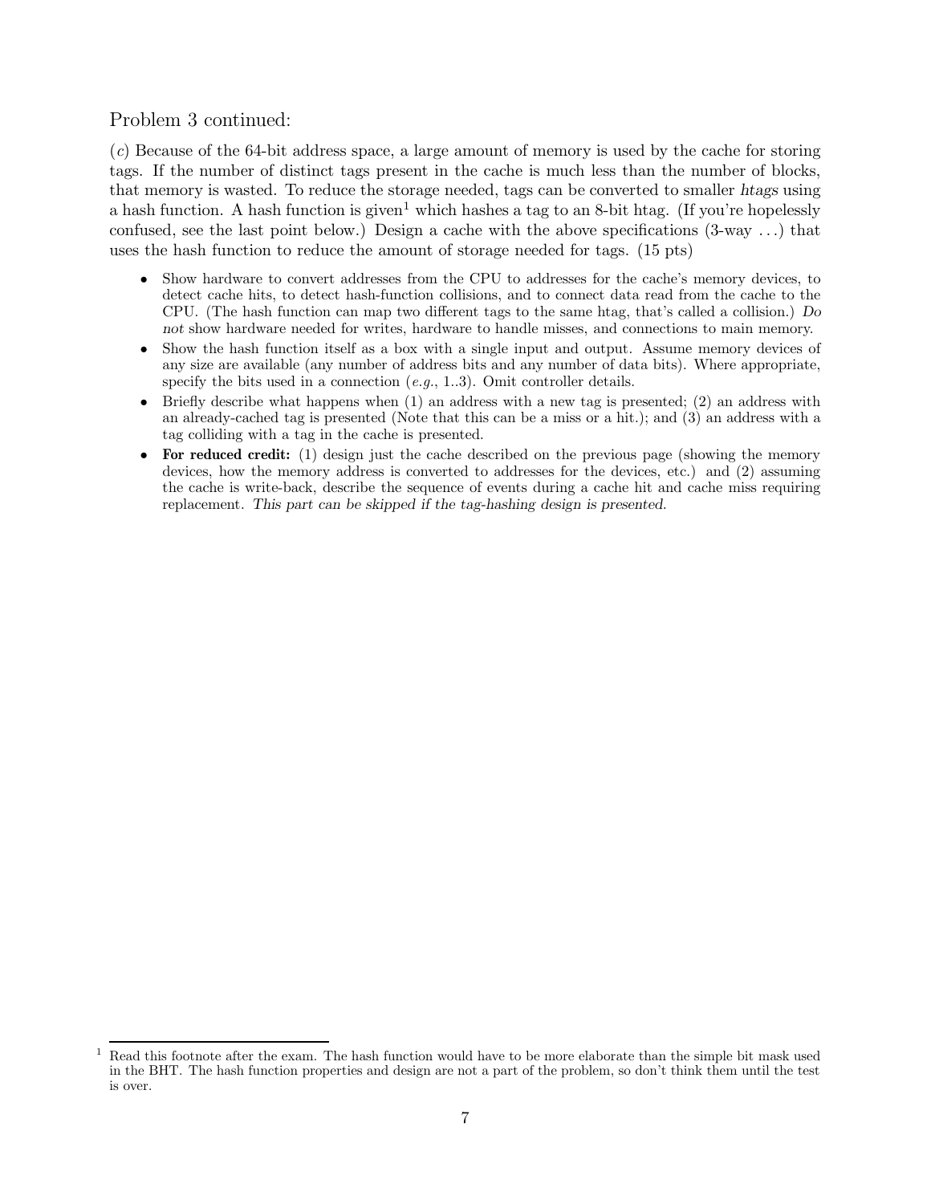Problem 3 continued:

(*c*) Because of the 64-bit address space, a large amount of memory is used by the cache for storing tags. If the number of distinct tags present in the cache is much less than the number of blocks, that memory is wasted. To reduce the storage needed, tags can be converted to smaller *htags* using a hash function. A hash function is given[1] which hashes a tag to an 8-bit htag. (If you're hopelessly confused, see the last point below.) Design a cache with the above specifications (3-way ...) that uses the hash function to reduce the amount of storage needed for tags. (15 pts)

- Show hardware to convert addresses from the CPU to addresses for the cache's memory devices, to detect cache hits, to detect hash-function collisions, and to connect data read from the cache to the CPU. (The hash function can map two different tags to the same htag, that's called a collision.) *Do not* show hardware needed for writes, hardware to handle misses, and connections to main memory.
- Show the hash function itself as a box with a single input and output. Assume memory devices of any size are available (any number of address bits and any number of data bits). Where appropriate, specify the bits used in a connection (*e.g.*, 1..3). Omit controller details.
- Briefly describe what happens when (1) an address with a new tag is presented; (2) an address with an already-cached tag is presented (Note that this can be a miss or a hit.); and (3) an address with a tag colliding with a tag in the cache is presented.
- **For reduced credit:** (1) design just the cache described on the previous page (showing the memory devices, how the memory address is converted to addresses for the devices, etc.) and (2) assuming the cache is write-back, describe the sequence of events during a cache hit and cache miss requiring replacement. *This part can be skipped if the tag-hashing design is presented.*

[1] Read this footnote after the exam. The hash function would have to be more elaborate than the simple bit mask used in the BHT. The hash function properties and design are not a part of the problem, so don't think them until the test is over.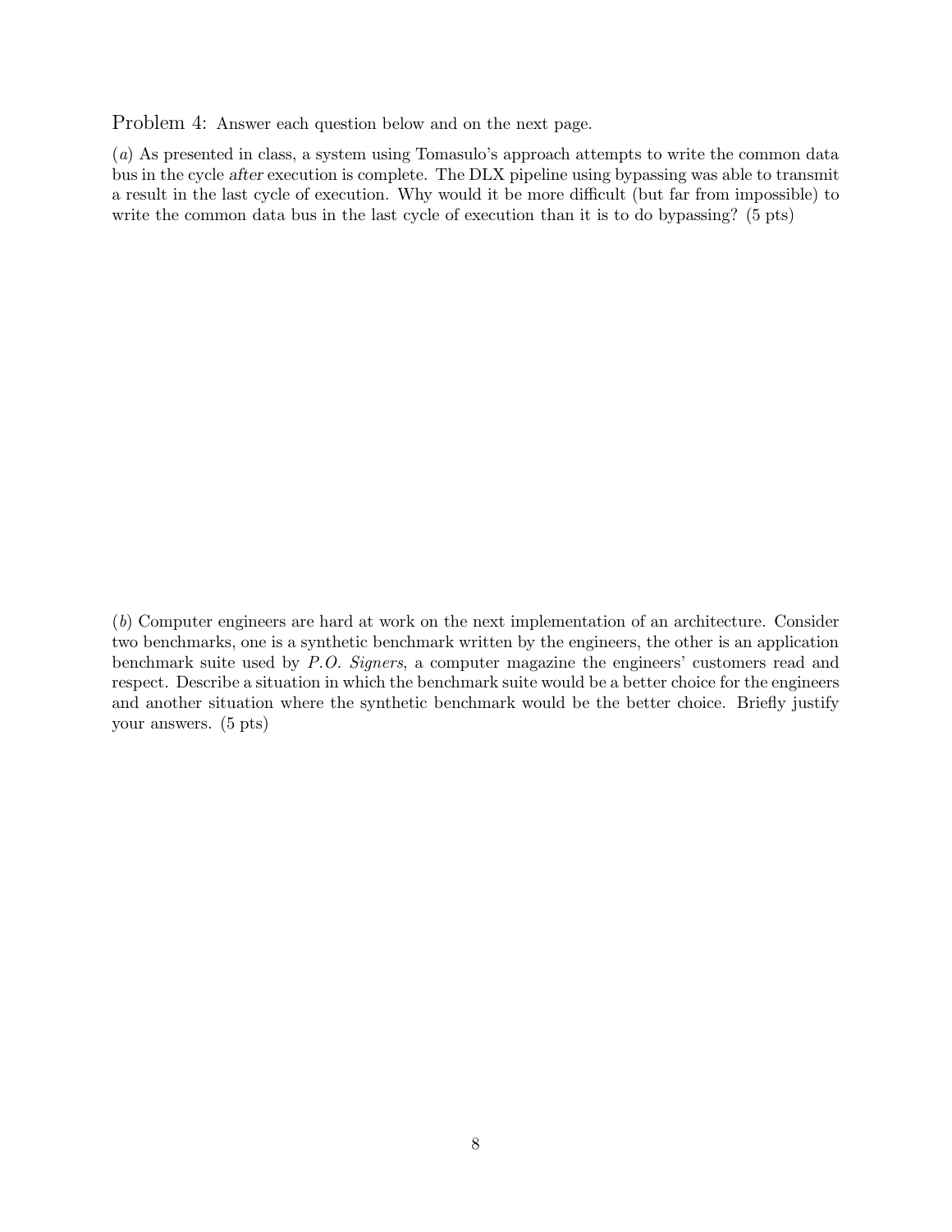Problem 4: Answer each question below and on the next page.

(*a*) As presented in class, a system using Tomasulo's approach attempts to write the common data bus in the cycle *after* execution is complete. The DLX pipeline using bypassing was able to transmit a result in the last cycle of execution. Why would it be more difficult (but far from impossible) to write the common data bus in the last cycle of execution than it is to do bypassing? (5 pts)

(*b*) Computer engineers are hard at work on the next implementation of an architecture. Consider two benchmarks, one is a synthetic benchmark written by the engineers, the other is an application benchmark suite used by *P.O. Signers*, a computer magazine the engineers' customers read and respect. Describe a situation in which the benchmark suite would be a better choice for the engineers and another situation where the synthetic benchmark would be the better choice. Briefly justify your answers. (5 pts)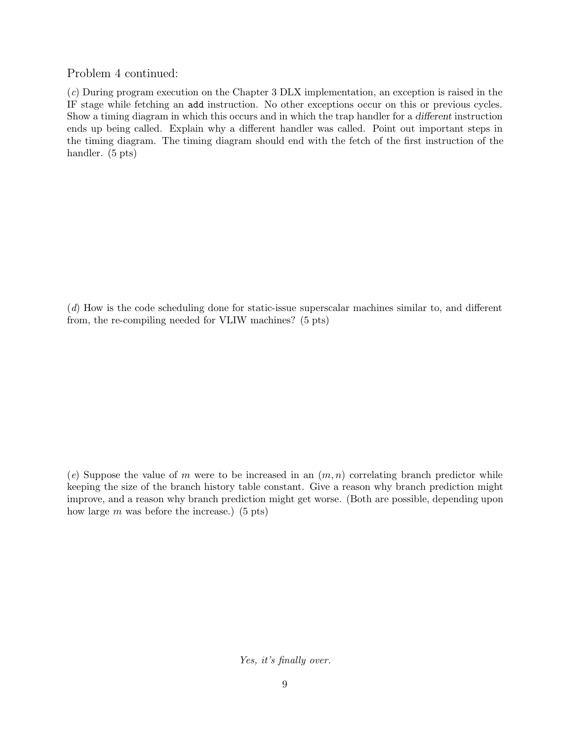Problem 4 continued:

(*c*) During program execution on the Chapter 3 DLX implementation, an exception is raised in the IF stage while fetching an `add` instruction. No other exceptions occur on this or previous cycles. Show a timing diagram in which this occurs and in which the trap handler for a *different* instruction ends up being called. Explain why a different handler was called. Point out important steps in the timing diagram. The timing diagram should end with the fetch of the first instruction of the handler. (5 pts)

(*d*) How is the code scheduling done for static-issue superscalar machines similar to, and different from, the re-compiling needed for VLIW machines? (5 pts)

(*e*) Suppose the value of $m$ were to be increased in an $(m, n)$ correlating branch predictor while keeping the size of the branch history table constant. Give a reason why branch prediction might improve, and a reason why branch prediction might get worse. (Both are possible, depending upon how large $m$ was before the increase.) (5 pts)

*Yes, it's finally over.*